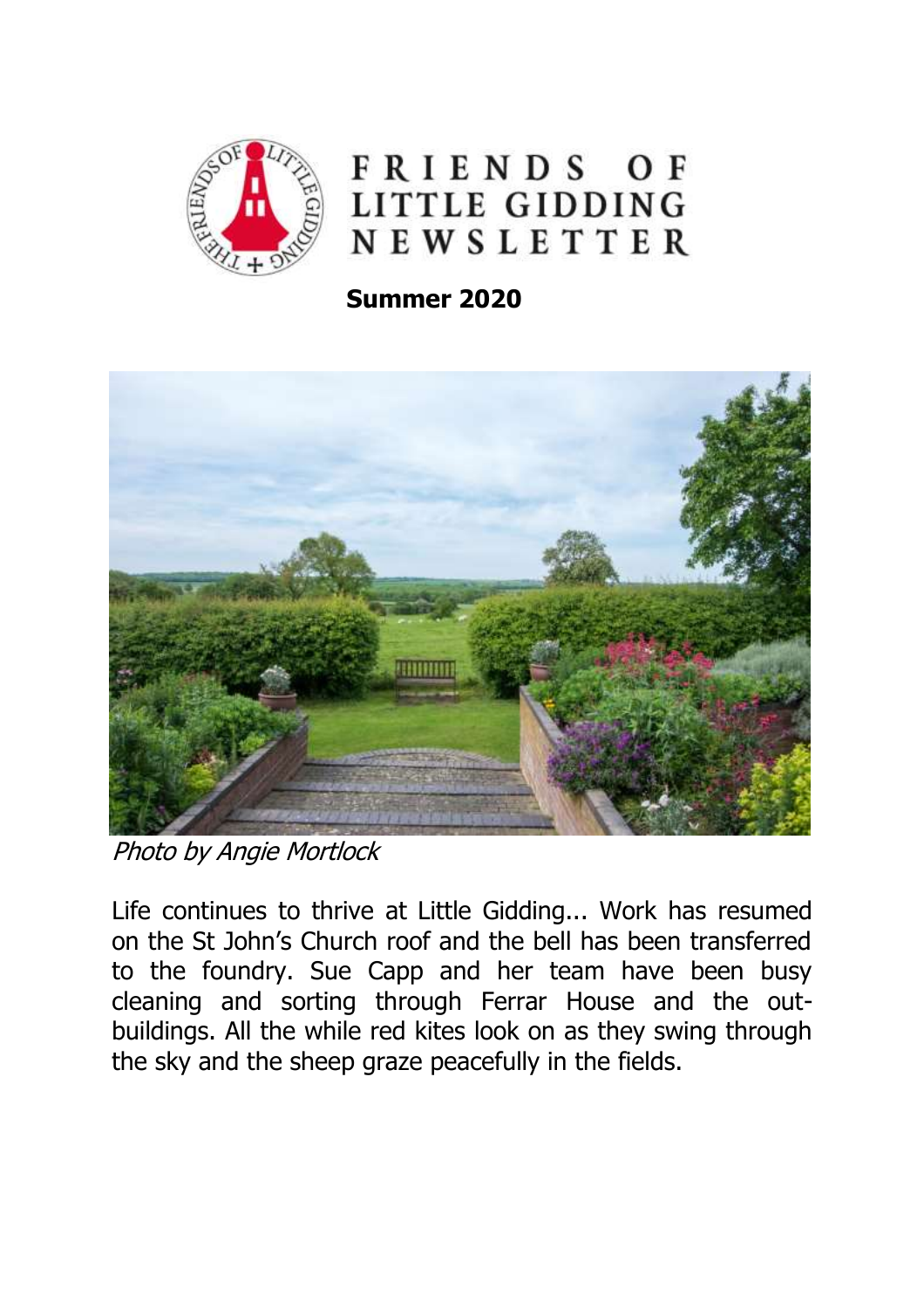# FRIENDS OF LITTLE GIDDING NEWSLETTER

**Summer 2020**

*Photo by Angie Mortlock*

Life continues to thrive at Little Gidding... Work has resumed on the St John's Church roof and the bell has been transferred to the foundry. Sue Capp and her team have been busy cleaning and sorting through Ferrar House and the out-buildings. All the while red kites look on as they swing through the sky and the sheep graze peacefully in the fields.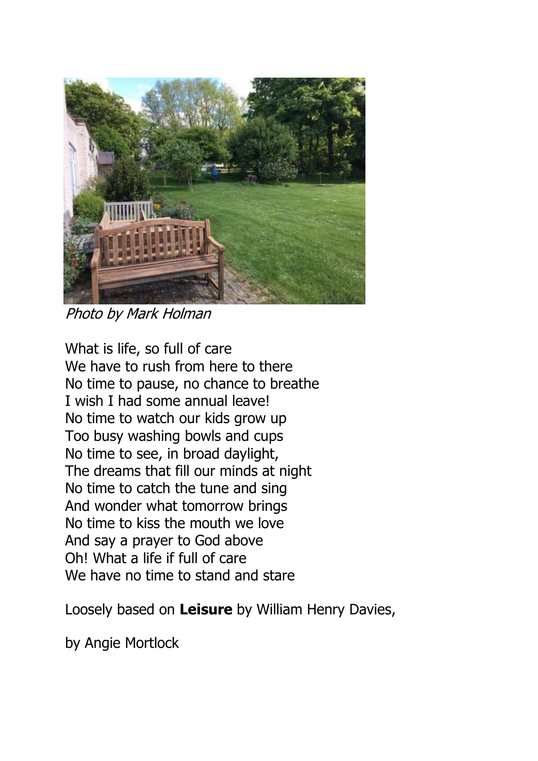*Photo by Mark Holman*

What is life, so full of care
We have to rush from here to there
No time to pause, no chance to breathe
I wish I had some annual leave!
No time to watch our kids grow up
Too busy washing bowls and cups
No time to see, in broad daylight,
The dreams that fill our minds at night
No time to catch the tune and sing
And wonder what tomorrow brings
No time to kiss the mouth we love
And say a prayer to God above
Oh! What a life if full of care
We have no time to stand and stare

Loosely based on **Leisure** by William Henry Davies,

by Angie Mortlock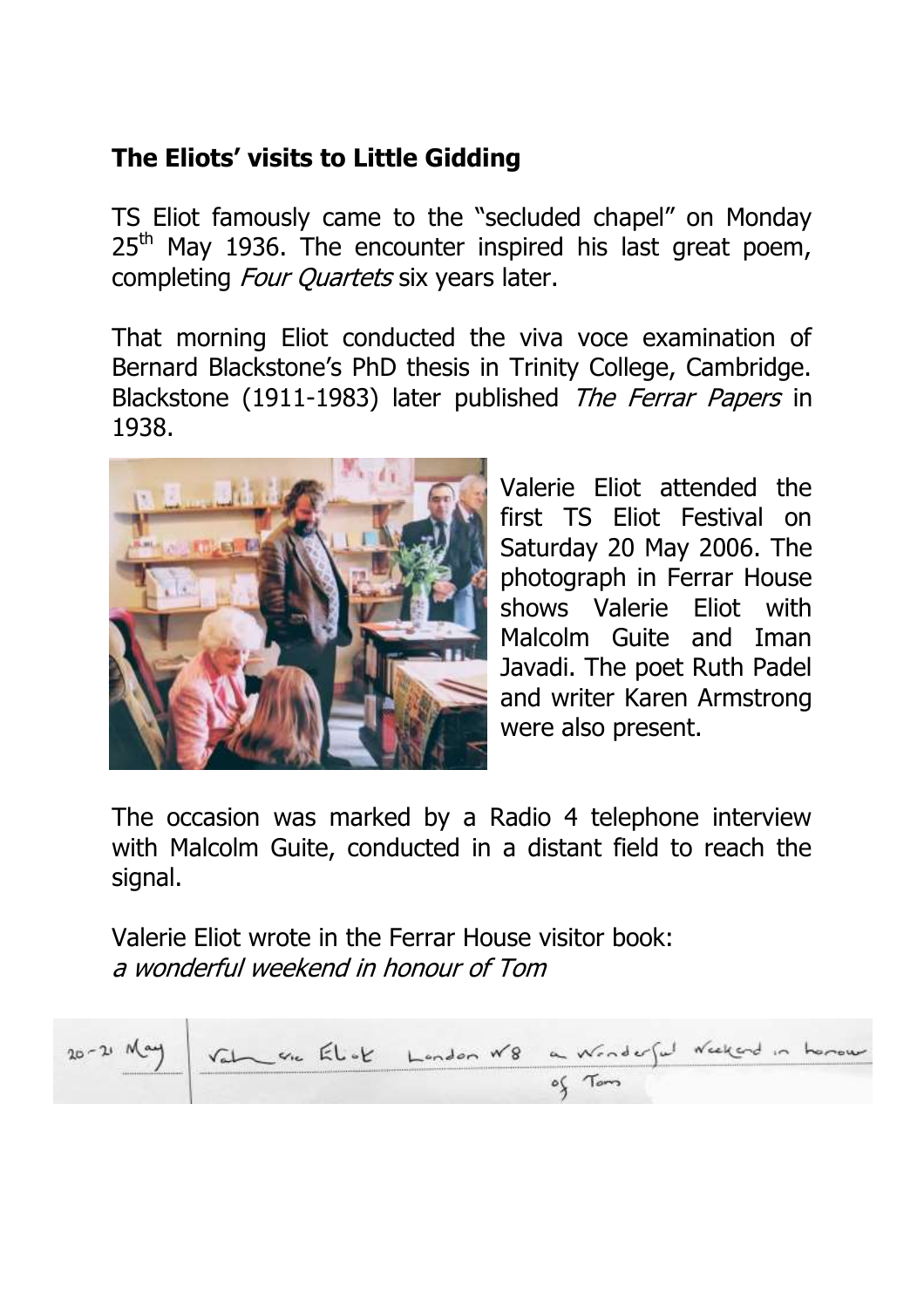## The Eliots' visits to Little Gidding

TS Eliot famously came to the "secluded chapel" on Monday 25th May 1936. The encounter inspired his last great poem, completing *Four Quartets* six years later.

That morning Eliot conducted the viva voce examination of Bernard Blackstone's PhD thesis in Trinity College, Cambridge. Blackstone (1911-1983) later published *The Ferrar Papers* in 1938.

Valerie Eliot attended the first TS Eliot Festival on Saturday 20 May 2006. The photograph in Ferrar House shows Valerie Eliot with Malcolm Guite and Iman Javadi. The poet Ruth Padel and writer Karen Armstrong were also present.

The occasion was marked by a Radio 4 telephone interview with Malcolm Guite, conducted in a distant field to reach the signal.

Valerie Eliot wrote in the Ferrar House visitor book:
*a wonderful weekend in honour of Tom*

20-21 May | Valerie Eliot London W8 a wonderful weekend in honour of Tom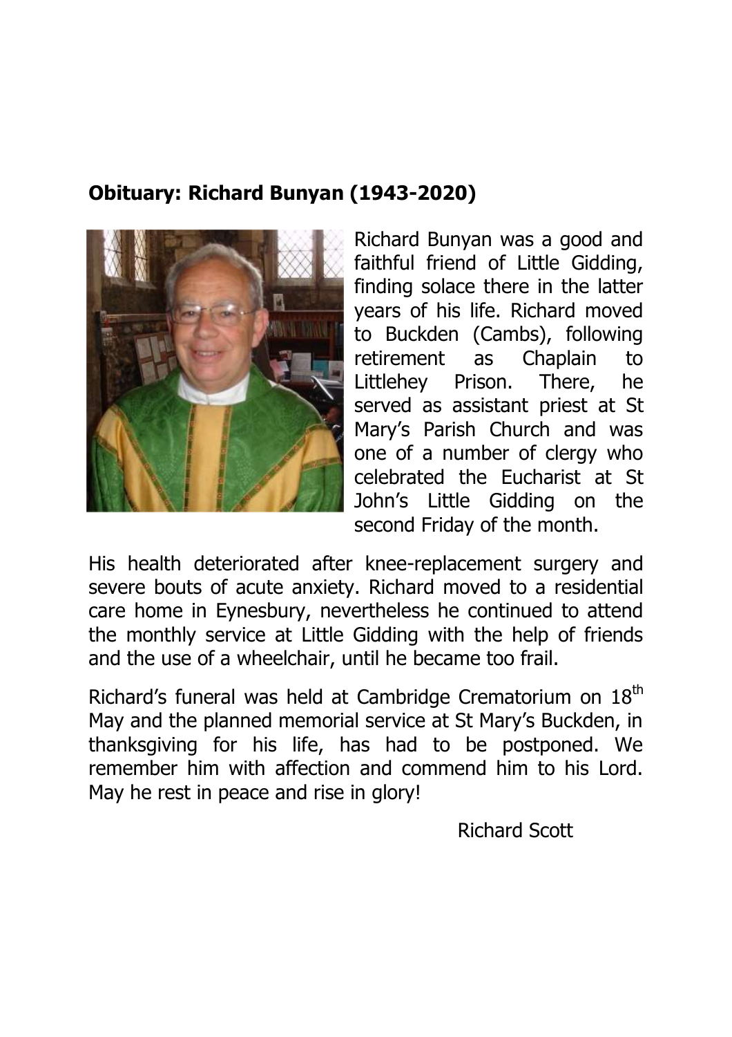**Obituary: Richard Bunyan (1943-2020)**

Richard Bunyan was a good and faithful friend of Little Gidding, finding solace there in the latter years of his life. Richard moved to Buckden (Cambs), following retirement as Chaplain to Littlehey Prison. There, he served as assistant priest at St Mary's Parish Church and was one of a number of clergy who celebrated the Eucharist at St John's Little Gidding on the second Friday of the month.

His health deteriorated after knee-replacement surgery and severe bouts of acute anxiety. Richard moved to a residential care home in Eynesbury, nevertheless he continued to attend the monthly service at Little Gidding with the help of friends and the use of a wheelchair, until he became too frail.

Richard's funeral was held at Cambridge Crematorium on 18th May and the planned memorial service at St Mary's Buckden, in thanksgiving for his life, has had to be postponed. We remember him with affection and commend him to his Lord. May he rest in peace and rise in glory!

Richard Scott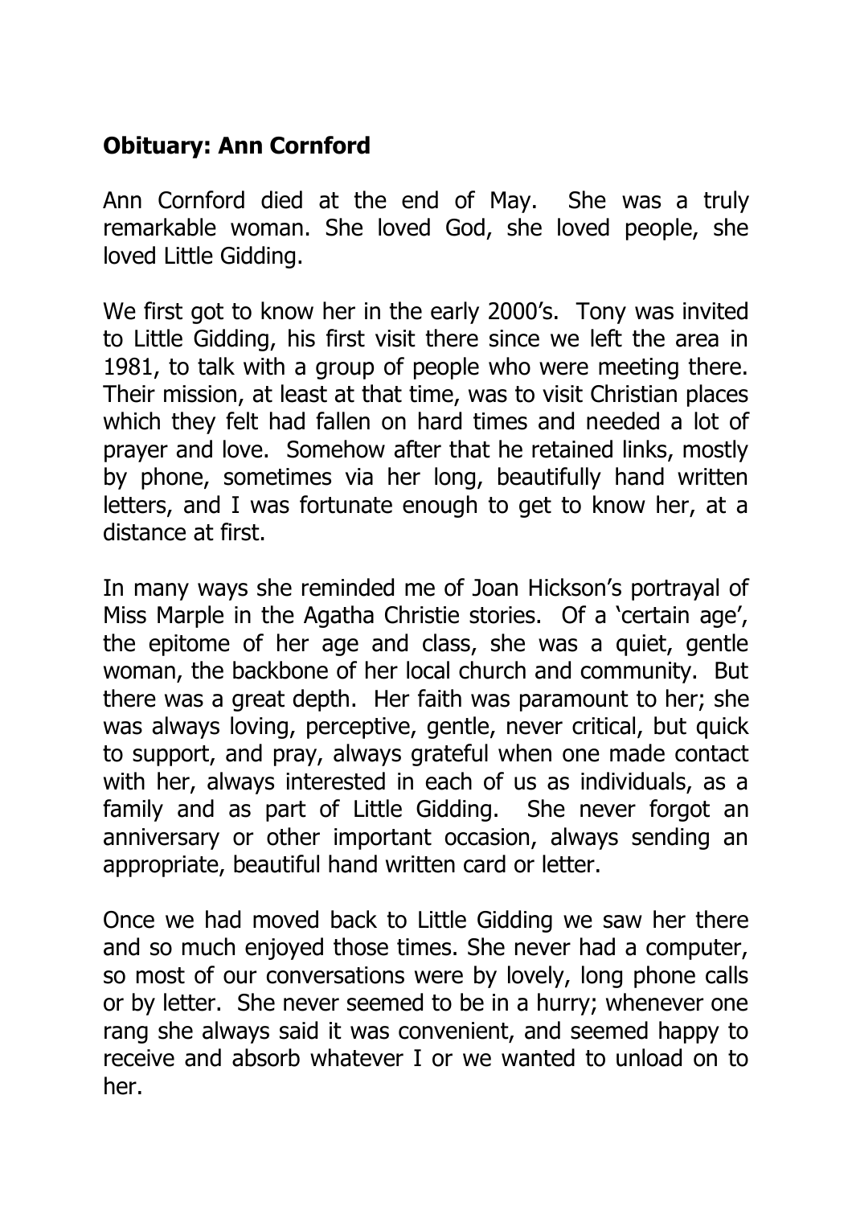**Obituary: Ann Cornford**

Ann Cornford died at the end of May. She was a truly remarkable woman. She loved God, she loved people, she loved Little Gidding.

We first got to know her in the early 2000's. Tony was invited to Little Gidding, his first visit there since we left the area in 1981, to talk with a group of people who were meeting there. Their mission, at least at that time, was to visit Christian places which they felt had fallen on hard times and needed a lot of prayer and love. Somehow after that he retained links, mostly by phone, sometimes via her long, beautifully hand written letters, and I was fortunate enough to get to know her, at a distance at first.

In many ways she reminded me of Joan Hickson's portrayal of Miss Marple in the Agatha Christie stories. Of a 'certain age', the epitome of her age and class, she was a quiet, gentle woman, the backbone of her local church and community. But there was a great depth. Her faith was paramount to her; she was always loving, perceptive, gentle, never critical, but quick to support, and pray, always grateful when one made contact with her, always interested in each of us as individuals, as a family and as part of Little Gidding. She never forgot an anniversary or other important occasion, always sending an appropriate, beautiful hand written card or letter.

Once we had moved back to Little Gidding we saw her there and so much enjoyed those times. She never had a computer, so most of our conversations were by lovely, long phone calls or by letter. She never seemed to be in a hurry; whenever one rang she always said it was convenient, and seemed happy to receive and absorb whatever I or we wanted to unload on to her.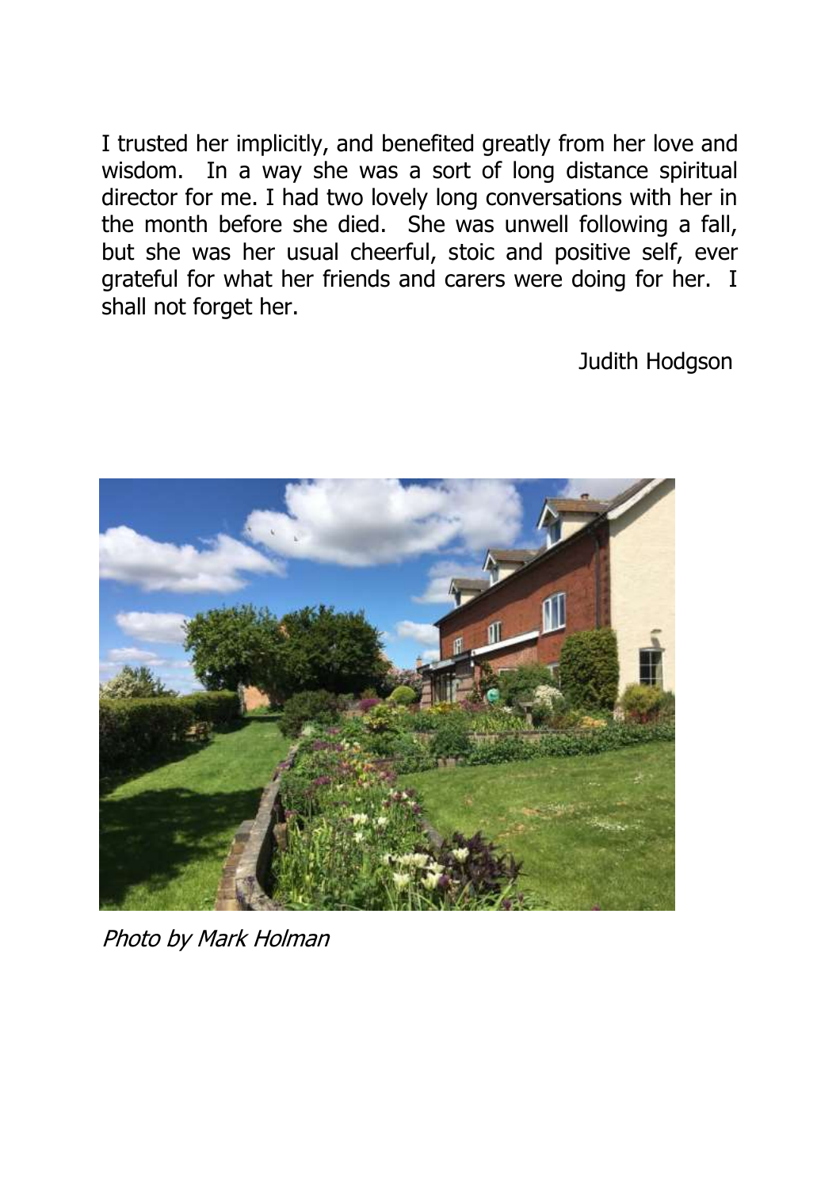I trusted her implicitly, and benefited greatly from her love and wisdom. In a way she was a sort of long distance spiritual director for me. I had two lovely long conversations with her in the month before she died. She was unwell following a fall, but she was her usual cheerful, stoic and positive self, ever grateful for what her friends and carers were doing for her. I shall not forget her.

Judith Hodgson

*Photo by Mark Holman*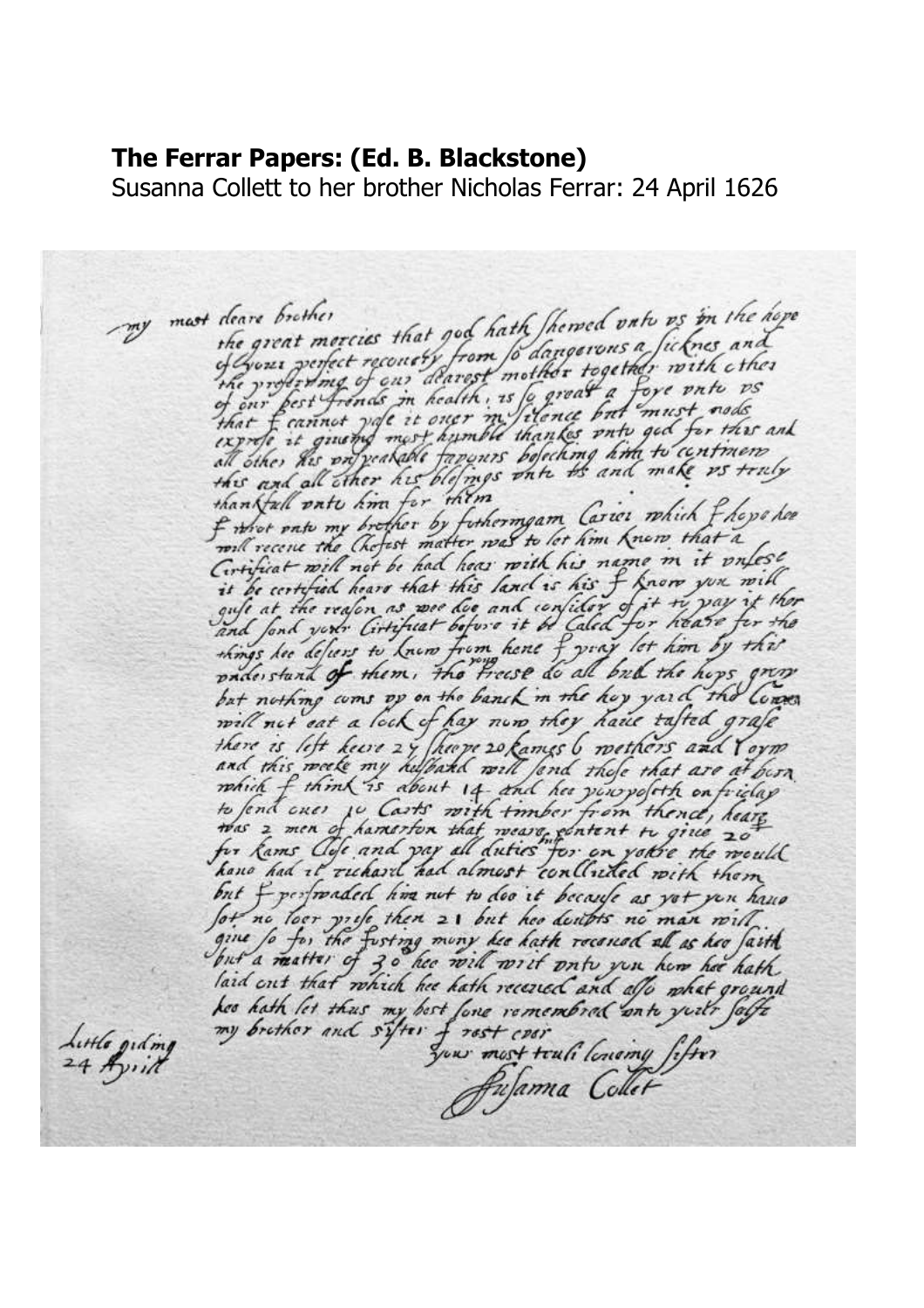## The Ferrar Papers: (Ed. B. Blackstone)

Susanna Collett to her brother Nicholas Ferrar: 24 April 1626

my most deare brother
the great mercies that god hath shewed unto us in the hope of your perfect recovery from so dangerous a sicknes and the preserving of our dearest mother together with other of our best frends in health, is so great a Joye unto us that I cannot pase it over in silence but must nedes expresse it giving most humble thankes unto god for this and all other his unspeakable favours beseching him to continue this and all other his blessings unto us and make us truly thankfull unto him for them
I writ unto my brother by Fothermgam Carier which I hope hee will receve the Chefest matter was to let him know that a Certificat will not be had hear with his name in it unlese it be certified heare that this land is his I know you will guse at the reason as wee doe and consider of it to pay it ther and send your Certificat before it be Caled for heare for the things hee desiers to know from hence I pray let him by this understand of them, tho freese do all bud the hops grow but nothing cums up on the banck in the hop yard the Cowes will not eat a lock of hay now they have tasted grase there is left heere 27 sheepe 20 Rames 6 wethers and 1 orm and this weeke my husband will send those that are at born which I think is about 14 and hee purposeth on friday to send ones 10 Carts with timber from thence, heare was 2 men of hamerton that weare content to give 20^li^ for Rams Close and pay all duties for on yeare the would have had it richard had almost concluded with them but I perswaded him not to doo it because as yet you have sot no loer prise then 21 but hee doubts no man will give so for the fasting muny hee hath receved all as hee saith but a matter of 30 hee will writ unto you how hee hath laid out that which hee hath receved and also what ground hee hath let thus my best sone remembred unto yourr selfe my brother and sister I rest ever

your most truli loveing sister
Susanna Collet

Little gidding
24 April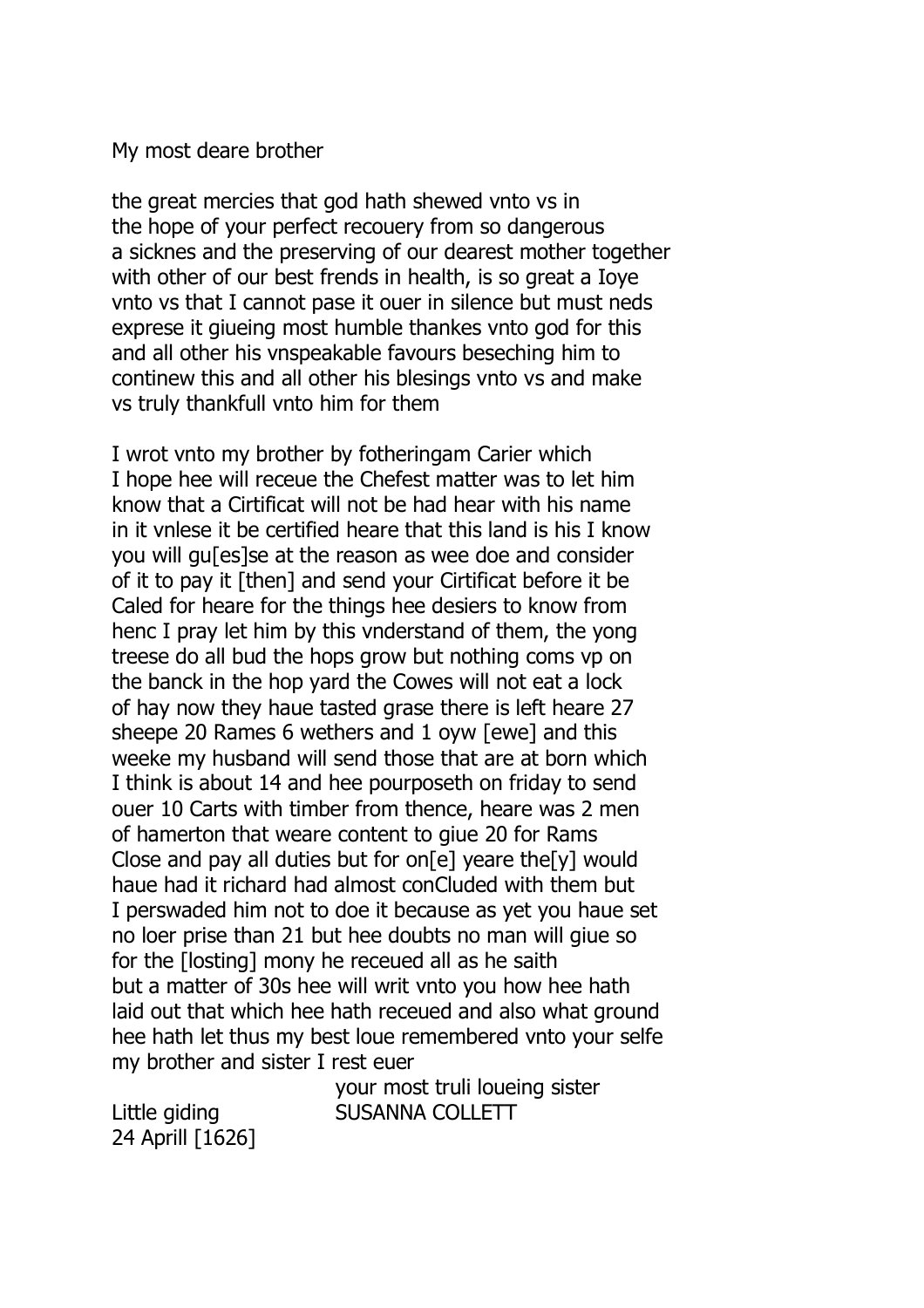My most deare brother

the great mercies that god hath shewed vnto vs in the hope of your perfect recouery from so dangerous a sicknes and the preserving of our dearest mother together with other of our best frends in health, is so great a Ioye vnto vs that I cannot pase it ouer in silence but must neds exprese it giueing most humble thankes vnto god for this and all other his vnspeakable favours beseching him to continew this and all other his blesings vnto vs and make vs truly thankfull vnto him for them

I wrot vnto my brother by fotheringam Carier which I hope hee will receue the Chefest matter was to let him know that a Cirtificat will not be had hear with his name in it vnlese it be certified heare that this land is his I know you will gu[es]se at the reason as wee doe and consider of it to pay it [then] and send your Cirtificat before it be Caled for heare for the things hee desiers to know from henc I pray let him by this vnderstand of them, the yong treese do all bud the hops grow but nothing coms vp on the banck in the hop yard the Cowes will not eat a lock of hay now they haue tasted grase there is left heare 27 sheepe 20 Rames 6 wethers and 1 oyw [ewe] and this weeke my husband will send those that are at born which I think is about 14 and hee pourposeth on friday to send ouer 10 Carts with timber from thence, heare was 2 men of hamerton that weare content to giue 20 for Rams Close and pay all duties but for on[e] yeare the[y] would haue had it richard had almost conCluded with them but I perswaded him not to doe it because as yet you haue set no loer prise than 21 but hee doubts no man will giue so for the [losting] mony he receued all as he saith but a matter of 30s hee will writ vnto you how hee hath laid out that which hee hath receued and also what ground hee hath let thus my best loue remembered vnto your selfe my brother and sister I rest euer

your most truli loueing sister
SUSANNA COLLETT

Little giding
24 Aprill [1626]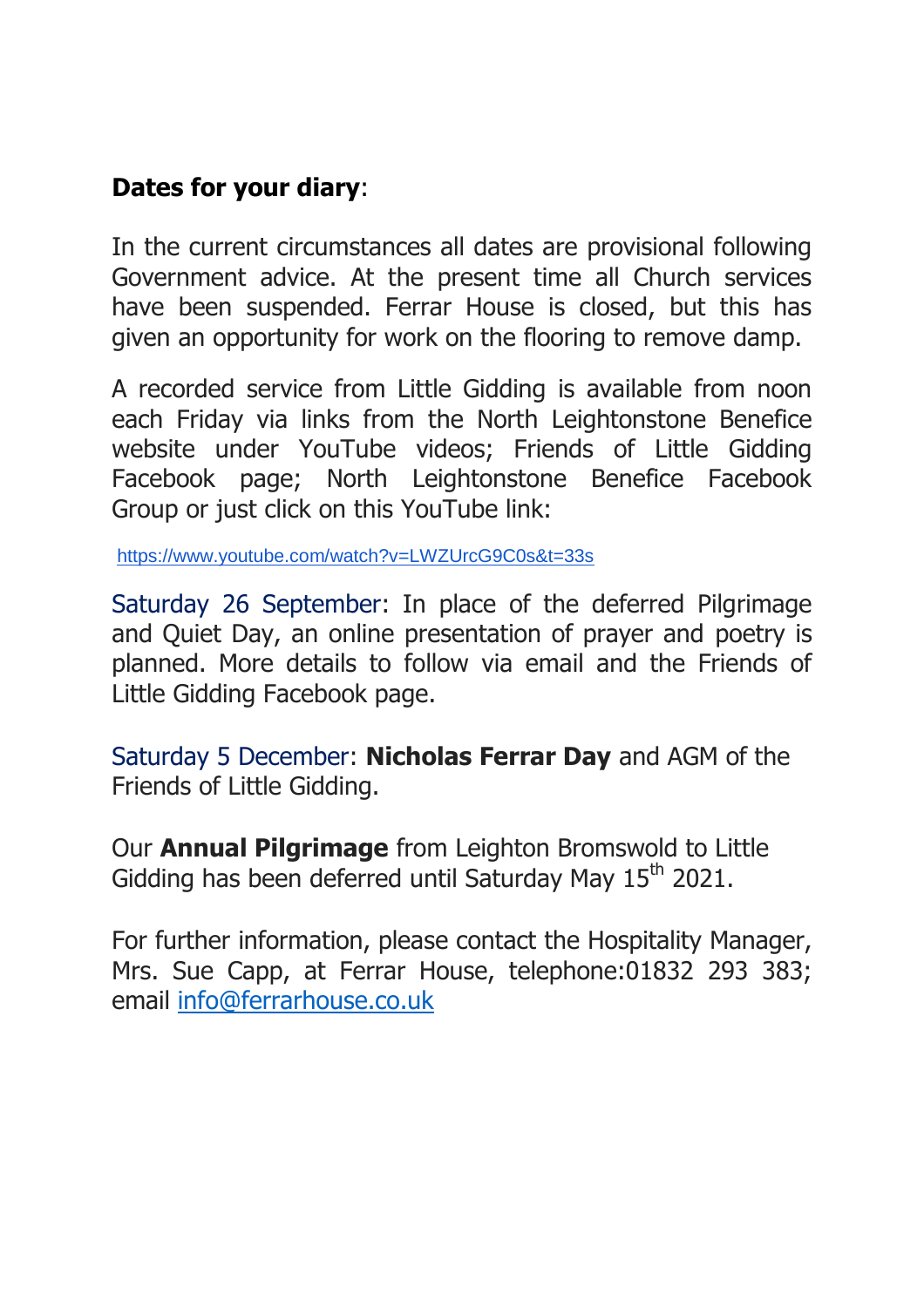**Dates for your diary**:

In the current circumstances all dates are provisional following Government advice. At the present time all Church services have been suspended. Ferrar House is closed, but this has given an opportunity for work on the flooring to remove damp.

A recorded service from Little Gidding is available from noon each Friday via links from the North Leightonstone Benefice website under YouTube videos; Friends of Little Gidding Facebook page; North Leightonstone Benefice Facebook Group or just click on this YouTube link:

https://www.youtube.com/watch?v=LWZUrcG9C0s&t=33s

Saturday 26 September: In place of the deferred Pilgrimage and Quiet Day, an online presentation of prayer and poetry is planned. More details to follow via email and the Friends of Little Gidding Facebook page.

Saturday 5 December: **Nicholas Ferrar Day** and AGM of the Friends of Little Gidding.

Our **Annual Pilgrimage** from Leighton Bromswold to Little Gidding has been deferred until Saturday May 15th 2021.

For further information, please contact the Hospitality Manager, Mrs. Sue Capp, at Ferrar House, telephone:01832 293 383; email info@ferrarhouse.co.uk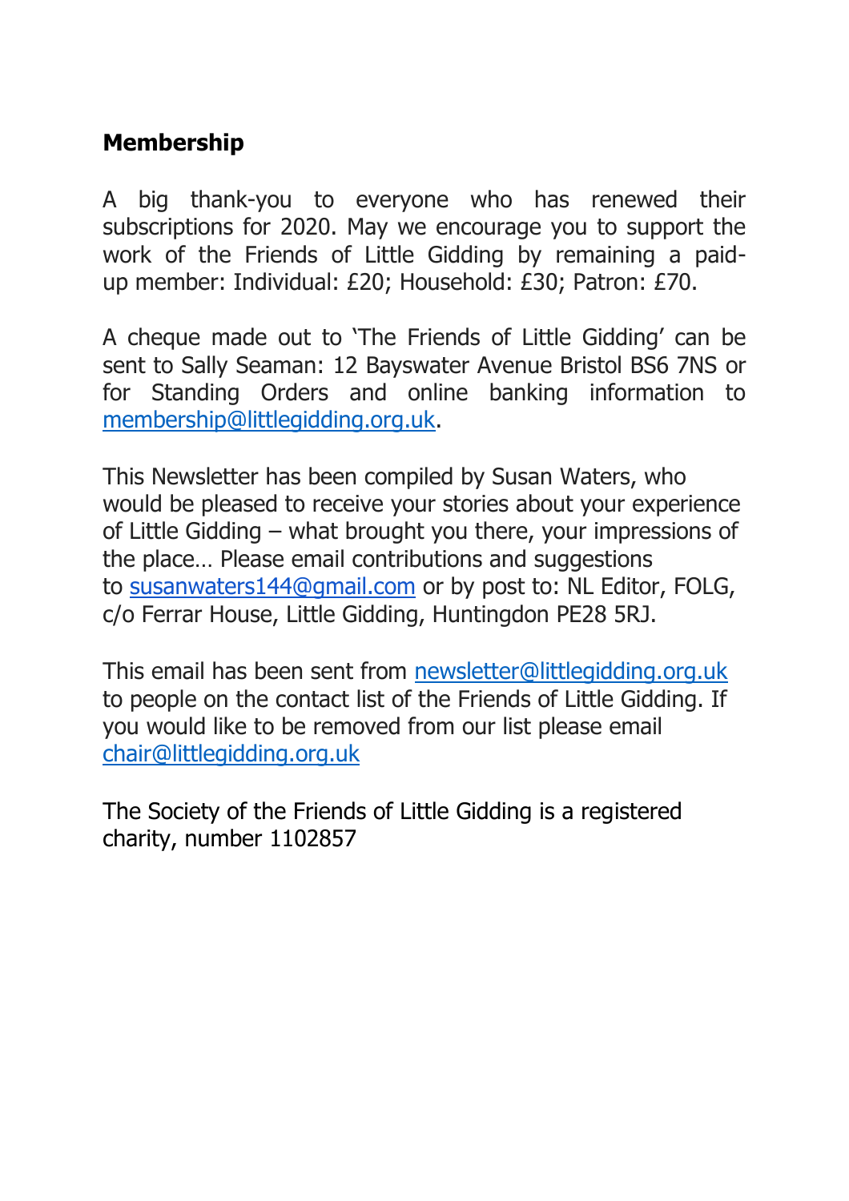## Membership

A big thank-you to everyone who has renewed their subscriptions for 2020. May we encourage you to support the work of the Friends of Little Gidding by remaining a paid-up member: Individual: £20; Household: £30; Patron: £70.

A cheque made out to 'The Friends of Little Gidding' can be sent to Sally Seaman: 12 Bayswater Avenue Bristol BS6 7NS or for Standing Orders and online banking information to membership@littlegidding.org.uk.

This Newsletter has been compiled by Susan Waters, who would be pleased to receive your stories about your experience of Little Gidding – what brought you there, your impressions of the place… Please email contributions and suggestions to susanwaters144@gmail.com or by post to: NL Editor, FOLG, c/o Ferrar House, Little Gidding, Huntingdon PE28 5RJ.

This email has been sent from newsletter@littlegidding.org.uk to people on the contact list of the Friends of Little Gidding. If you would like to be removed from our list please email chair@littlegidding.org.uk

The Society of the Friends of Little Gidding is a registered charity, number 1102857